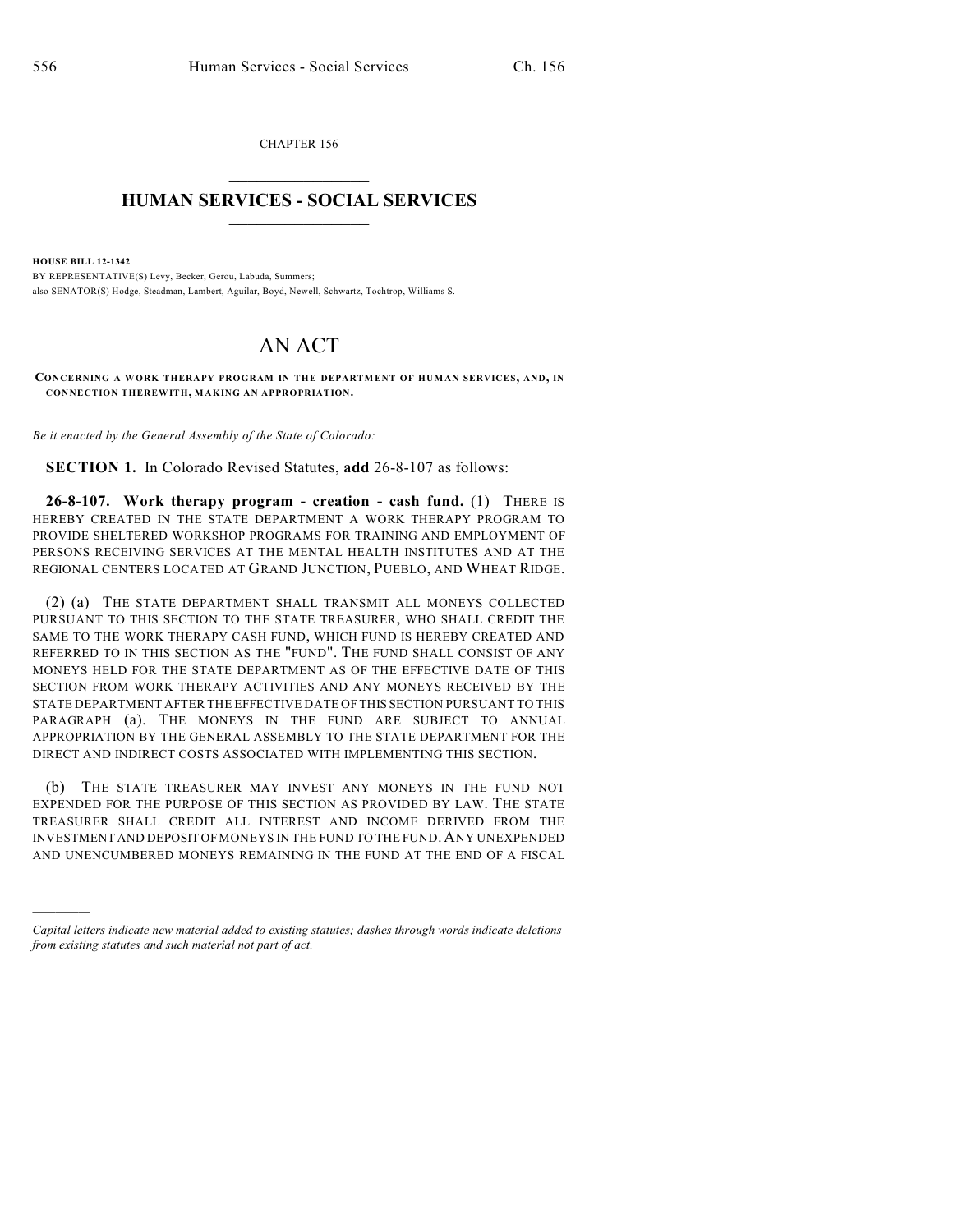CHAPTER 156

# HUMAN SERVICES - SOCIAL SERVICES

**HOUSE BILL 12-1342**

BY REPRESENTATIVE(S) Levy, Becker, Gerou, Labuda, Summers;
also SENATOR(S) Hodge, Steadman, Lambert, Aguilar, Boyd, Newell, Schwartz, Tochtrop, Williams S.

# AN ACT

**CONCERNING A WORK THERAPY PROGRAM IN THE DEPARTMENT OF HUMAN SERVICES, AND, IN CONNECTION THEREWITH, MAKING AN APPROPRIATION.**

*Be it enacted by the General Assembly of the State of Colorado:*

**SECTION 1.** In Colorado Revised Statutes, **add** 26-8-107 as follows:

**26-8-107. Work therapy program - creation - cash fund.** (1) THERE IS HEREBY CREATED IN THE STATE DEPARTMENT A WORK THERAPY PROGRAM TO PROVIDE SHELTERED WORKSHOP PROGRAMS FOR TRAINING AND EMPLOYMENT OF PERSONS RECEIVING SERVICES AT THE MENTAL HEALTH INSTITUTES AND AT THE REGIONAL CENTERS LOCATED AT GRAND JUNCTION, PUEBLO, AND WHEAT RIDGE.

(2) (a) THE STATE DEPARTMENT SHALL TRANSMIT ALL MONEYS COLLECTED PURSUANT TO THIS SECTION TO THE STATE TREASURER, WHO SHALL CREDIT THE SAME TO THE WORK THERAPY CASH FUND, WHICH FUND IS HEREBY CREATED AND REFERRED TO IN THIS SECTION AS THE "FUND". THE FUND SHALL CONSIST OF ANY MONEYS HELD FOR THE STATE DEPARTMENT AS OF THE EFFECTIVE DATE OF THIS SECTION FROM WORK THERAPY ACTIVITIES AND ANY MONEYS RECEIVED BY THE STATE DEPARTMENT AFTER THE EFFECTIVE DATE OF THIS SECTION PURSUANT TO THIS PARAGRAPH (a). THE MONEYS IN THE FUND ARE SUBJECT TO ANNUAL APPROPRIATION BY THE GENERAL ASSEMBLY TO THE STATE DEPARTMENT FOR THE DIRECT AND INDIRECT COSTS ASSOCIATED WITH IMPLEMENTING THIS SECTION.

(b) THE STATE TREASURER MAY INVEST ANY MONEYS IN THE FUND NOT EXPENDED FOR THE PURPOSE OF THIS SECTION AS PROVIDED BY LAW. THE STATE TREASURER SHALL CREDIT ALL INTEREST AND INCOME DERIVED FROM THE INVESTMENT AND DEPOSIT OF MONEYS IN THE FUND TO THE FUND. ANY UNEXPENDED AND UNENCUMBERED MONEYS REMAINING IN THE FUND AT THE END OF A FISCAL

---

*Capital letters indicate new material added to existing statutes; dashes through words indicate deletions from existing statutes and such material not part of act.*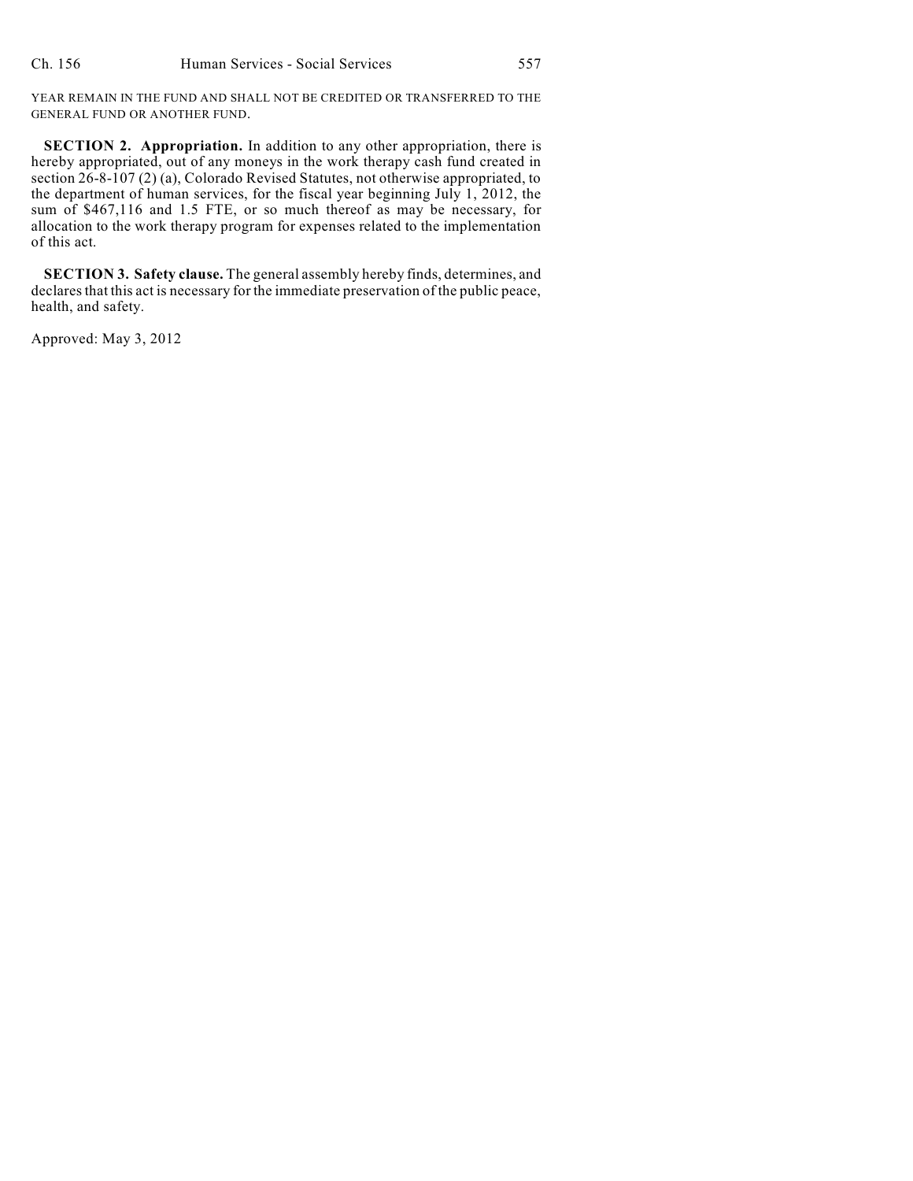YEAR REMAIN IN THE FUND AND SHALL NOT BE CREDITED OR TRANSFERRED TO THE GENERAL FUND OR ANOTHER FUND.

**SECTION 2. Appropriation.** In addition to any other appropriation, there is hereby appropriated, out of any moneys in the work therapy cash fund created in section 26-8-107 (2) (a), Colorado Revised Statutes, not otherwise appropriated, to the department of human services, for the fiscal year beginning July 1, 2012, the sum of $467,116 and 1.5 FTE, or so much thereof as may be necessary, for allocation to the work therapy program for expenses related to the implementation of this act.

**SECTION 3. Safety clause.** The general assembly hereby finds, determines, and declares that this act is necessary for the immediate preservation of the public peace, health, and safety.

Approved: May 3, 2012